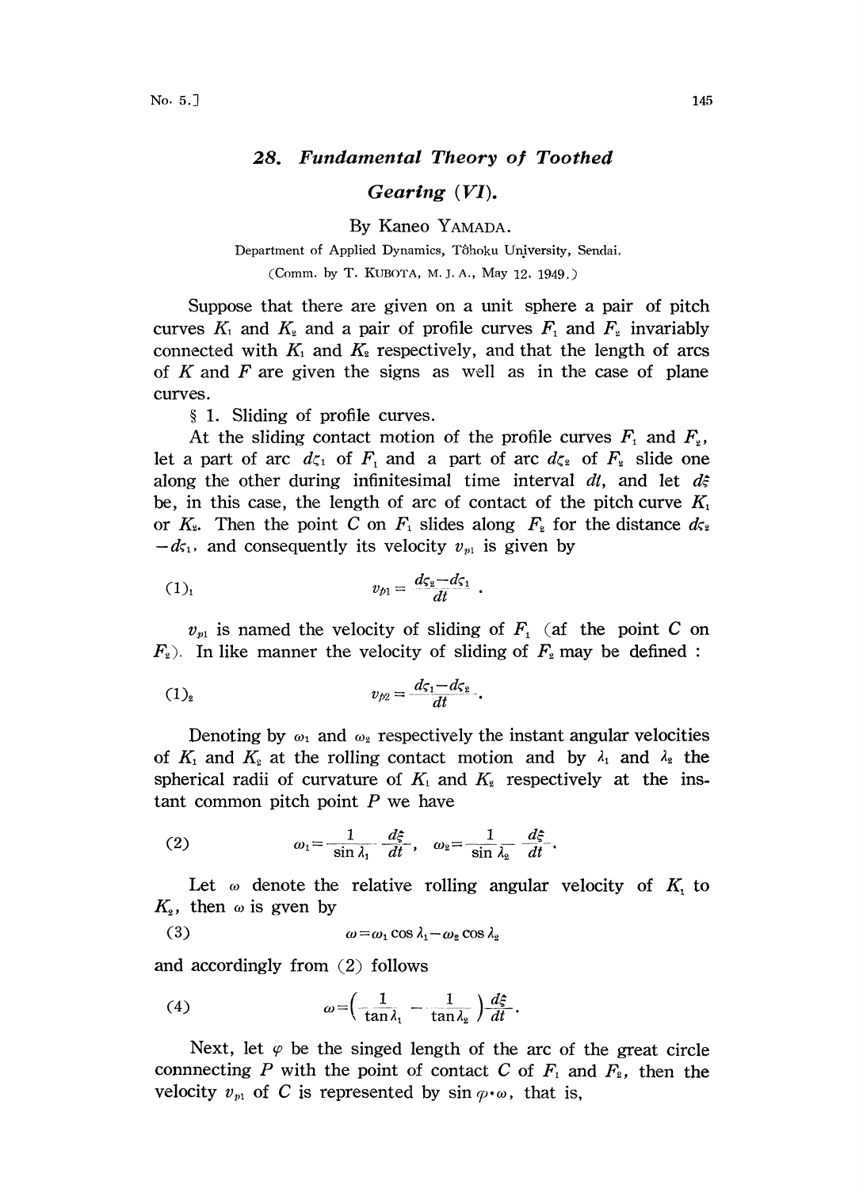# 28. *Fundamental Theory of Toothed Gearing (VI).*

By Kaneo YAMADA.

Department of Applied Dynamics, Tôhoku University, Sendai.

(Comm. by T. KUBOTA, M. J. A., May 12, 1949.)

Suppose that there are given on a unit sphere a pair of pitch curves $K_1$ and $K_2$ and a pair of profile curves $F_1$ and $F_2$ invariably connected with $K_1$ and $K_2$ respectively, and that the length of arcs of $K$ and $F$ are given the signs as well as in the case of plane curves.

§ 1. Sliding of profile curves.

At the sliding contact motion of the profile curves $F_1$ and $F_2$, let a part of arc $d\zeta_1$ of $F_1$ and a part of arc $d\zeta_2$ of $F_2$ slide one along the other during infinitesimal time interval $dt$, and let $d\xi$ be, in this case, the length of arc of contact of the pitch curve $K_1$ or $K_2$. Then the point $C$ on $F_1$ slides along $F_2$ for the distance $d\zeta_2 - d\zeta_1$, and consequently its velocity $v_{p1}$ is given by

$$(1)_1 \qquad v_{p1} = \frac{d\zeta_2 - d\zeta_1}{dt}.$$

$v_{p1}$ is named the velocity of sliding of $F_1$ (af the point $C$ on $F_2$). In like manner the velocity of sliding of $F_2$ may be defined :

$$(1)_2 \qquad v_{p2} = \frac{d\zeta_1 - d\zeta_2}{dt}.$$

Denoting by $\omega_1$ and $\omega_2$ respectively the instant angular velocities of $K_1$ and $K_2$ at the rolling contact motion and by $\lambda_1$ and $\lambda_2$ the spherical radii of curvature of $K_1$ and $K_2$ respectively at the instant common pitch point $P$ we have

$$(2) \qquad \omega_1 = \frac{1}{\sin\lambda_1}\frac{d\xi}{dt}, \quad \omega_2 = \frac{1}{\sin\lambda_2}\frac{d\xi}{dt}.$$

Let $\omega$ denote the relative rolling angular velocity of $K_1$ to $K_2$, then $\omega$ is gven by

$$(3) \qquad \omega = \omega_1\cos\lambda_1 - \omega_2\cos\lambda_2$$

and accordingly from (2) follows

$$(4) \qquad \omega = \left(\frac{1}{\tan\lambda_1} - \frac{1}{\tan\lambda_2}\right)\frac{d\xi}{dt}.$$

Next, let $\varphi$ be the singed length of the arc of the great circle connnecting $P$ with the point of contact $C$ of $F_1$ and $F_2$, then the velocity $v_{p1}$ of $C$ is represented by $\sin\varphi\cdot\omega$, that is,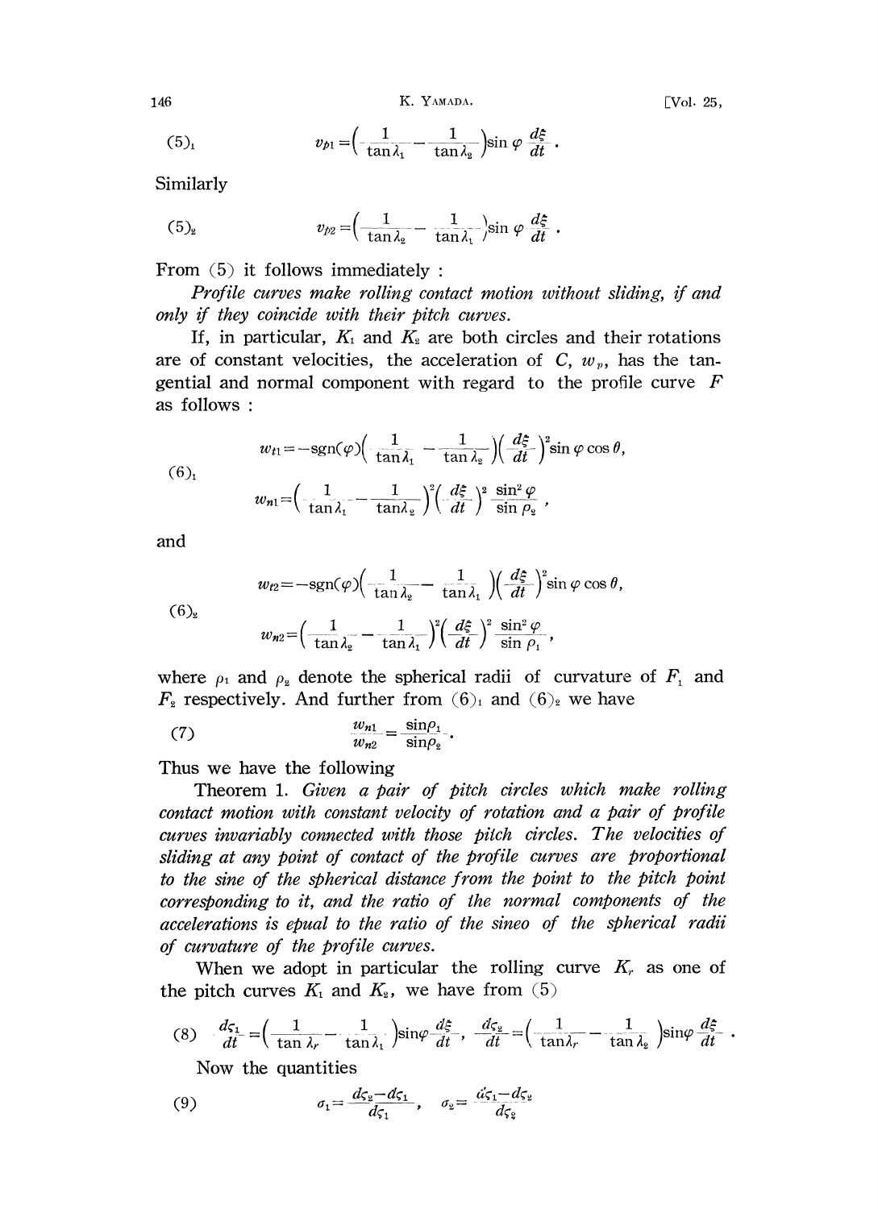$$(5)_1 \qquad v_{p1} = \left(\frac{1}{\tan\lambda_1} - \frac{1}{\tan\lambda_2}\right)\sin\varphi \frac{d\xi}{dt}.$$

Similarly

$$(5)_2 \qquad v_{p2} = \left(\frac{1}{\tan\lambda_2} - \frac{1}{\tan\lambda_1}\right)\sin\varphi \frac{d\xi}{dt}.$$

From (5) it follows immediately :

*Profile curves make rolling contact motion without sliding, if and only if they coincide with their pitch curves.*

If, in particular, $K_1$ and $K_2$ are both circles and their rotations are of constant velocities, the acceleration of $C$, $w_p$, has the tangential and normal component with regard to the profile curve $F$ as follows :

$$(6)_1 \qquad \begin{aligned} w_{t1} &= -\mathrm{sgn}(\varphi)\left(\frac{1}{\tan\lambda_1} - \frac{1}{\tan\lambda_2}\right)\left(\frac{d\xi}{dt}\right)^2 \sin\varphi\cos\theta, \\ w_{n1} &= \left(\frac{1}{\tan\lambda_1} - \frac{1}{\tan\lambda_2}\right)^2\left(\frac{d\xi}{dt}\right)^2 \frac{\sin^2\varphi}{\sin\rho_2}, \end{aligned}$$

and

$$(6)_2 \qquad \begin{aligned} w_{t2} &= -\mathrm{sgn}(\varphi)\left(\frac{1}{\tan\lambda_2} - \frac{1}{\tan\lambda_1}\right)\left(\frac{d\xi}{dt}\right)^2 \sin\varphi\cos\theta, \\ w_{n2} &= \left(\frac{1}{\tan\lambda_2} - \frac{1}{\tan\lambda_1}\right)^2\left(\frac{d\xi}{dt}\right)^2 \frac{\sin^2\varphi}{\sin\rho_1}, \end{aligned}$$

where $\rho_1$ and $\rho_2$ denote the spherical radii of curvature of $F_1$ and $F_2$ respectively. And further from $(6)_1$ and $(6)_2$ we have

$$(7) \qquad \frac{w_{n1}}{w_{n2}} = \frac{\sin\rho_1}{\sin\rho_2}.$$

Thus we have the following

Theorem 1. *Given a pair of pitch circles which make rolling contact motion with constant velocity of rotation and a pair of profile curves invariably connected with those pitch circles. The velocities of sliding at any point of contact of the profile curves are proportional to the sine of the spherical distance from the point to the pitch point corresponding to it, and the ratio of the normal components of the accelerations is epual to the ratio of the sineo of the spherical radii of curvature of the profile curves.*

When we adopt in particular the rolling curve $K_r$ as one of the pitch curves $K_1$ and $K_2$, we have from (5)

$$(8) \quad \frac{d\varsigma_1}{dt} = \left(\frac{1}{\tan\lambda_r} - \frac{1}{\tan\lambda_1}\right)\sin\varphi\frac{d\xi}{dt}, \quad \frac{d\varsigma_2}{dt} = \left(\frac{1}{\tan\lambda_r} - \frac{1}{\tan\lambda_2}\right)\sin\varphi\frac{d\xi}{dt}.$$

Now the quantities

$$(9) \qquad \sigma_1 = \frac{d\varsigma_2 - d\varsigma_1}{d\varsigma_1}, \quad \sigma_2 = \frac{d\varsigma_1 - d\varsigma_2}{d\varsigma_2}$$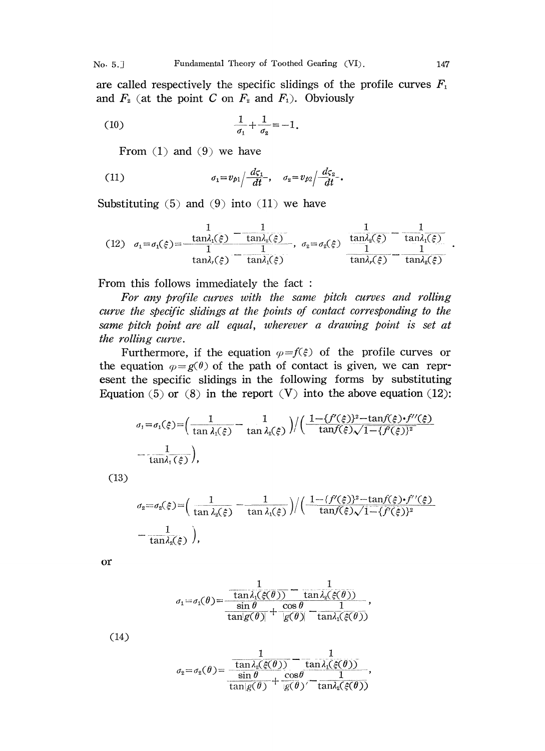are called respectively the specific slidings of the profile curves $F_1$ and $F_2$ (at the point $C$ on $F_2$ and $F_1$). Obviously

$$(10) \qquad \frac{1}{\sigma_1}+\frac{1}{\sigma_2}=-1.$$

From (1) and (9) we have

$$(11) \qquad \sigma_1=v_{p1}\Big/\frac{d\varsigma_1}{dt}, \quad \sigma_2=v_{p2}\Big/\frac{d\varsigma_2}{dt}.$$

Substituting (5) and (9) into (11) we have

$$(12) \quad \sigma_1=\sigma_1(\xi)=\frac{\dfrac{1}{\tan\lambda_1(\xi)}-\dfrac{1}{\tan\lambda_2(\xi)}}{\dfrac{1}{\tan\lambda_r(\xi)}-\dfrac{1}{\tan\lambda_1(\xi)}}, \quad \sigma_2=\sigma_2(\xi)\ \frac{\dfrac{1}{\tan\lambda_2(\xi)}-\dfrac{1}{\tan\lambda_1(\xi)}}{\dfrac{1}{\tan\lambda_r(\xi)}-\dfrac{1}{\tan\lambda_2(\xi)}}.$$

From this follows immediately the fact :

*For any profile curves with the same pitch curves and rolling curve the specific slidings at the points of contact corresponding to the same pitch point are all equal, wherever a drawing point is set at the rolling curve.*

Furthermore, if the equation $\varphi=f(\xi)$ of the profile curves or the equation $\varphi=g(\theta)$ of the path of contact is given, we can represent the specific slidings in the following forms by substituting Equation (5) or (8) in the report (V) into the above equation (12):

$$(13) \quad \begin{aligned} \sigma_1=\sigma_1(\xi)=&\left(\frac{1}{\tan\lambda_1(\xi)}-\frac{1}{\tan\lambda_2(\xi)}\right)\Big/\left(\frac{1-\{f'(\xi)\}^2-\tan f(\xi)\cdot f''(\xi)}{\tan f(\xi)\sqrt{1-\{f'(\xi)\}^2}}\right.\\ &\left.-\frac{1}{\tan\lambda_1(\xi)}\right),\\ \sigma_2=\sigma_2(\xi)=&\left(\frac{1}{\tan\lambda_2(\xi)}-\frac{1}{\tan\lambda_1(\xi)}\right)\Big/\left(\frac{1-\{f'(\xi)\}^2-\tan f(\xi)\cdot f''(\xi)}{\tan f(\xi)\sqrt{1-\{f'(\xi)\}^2}}\right.\\ &\left.-\frac{1}{\tan\lambda_2(\xi)}\right),\end{aligned}$$

or

$$(14) \quad \begin{aligned} \sigma_1=\sigma_1(\theta)=&\frac{\dfrac{1}{\tan\lambda_1(\xi(\theta))}-\dfrac{1}{\tan\lambda_2(\xi(\theta))}}{\dfrac{\sin\theta}{\tan g(\theta)}+\dfrac{\cos\theta}{g(\theta)'}-\dfrac{1}{\tan\lambda_1(\xi(\theta))}},\\ \sigma_2=\sigma_2(\theta)=&\frac{\dfrac{1}{\tan\lambda_2(\xi(\theta))}-\dfrac{1}{\tan\lambda_1(\xi(\theta))}}{\dfrac{\sin\theta}{\tan g(\theta)}+\dfrac{\cos\theta}{g(\theta)'}-\dfrac{1}{\tan\lambda_2(\xi(\theta))}},\end{aligned}$$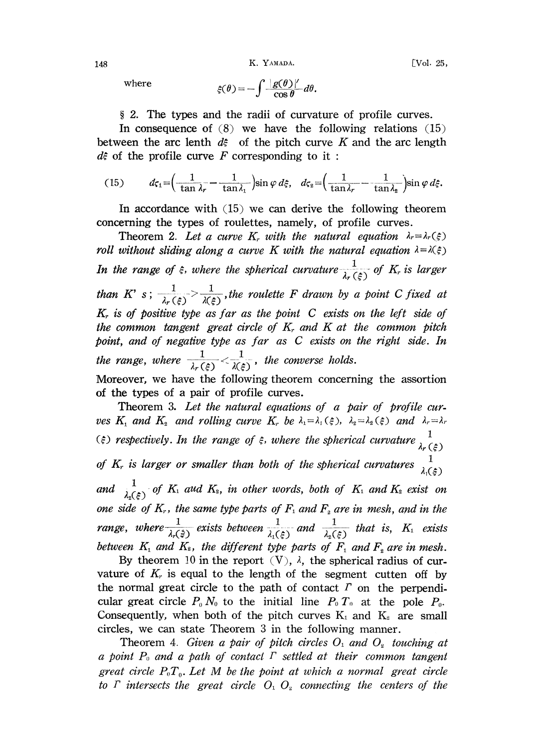where $$\xi(\theta) = -\int \frac{|g(\theta)|'}{\cos\theta} d\theta.$$

§ 2. The types and the radii of curvature of profile curves.

In consequence of (8) we have the following relations (15) between the arc lenth $d\xi$ of the pitch curve $K$ and the arc length $d\varsigma$ of the profile curve $F$ corresponding to it :

$$(15) \qquad d\varsigma_1 = \left(\frac{1}{\tan \lambda_r} - \frac{1}{\tan \lambda_1}\right) \sin \varphi \, d\xi, \quad d\varsigma_2 = \left(\frac{1}{\tan \lambda_r} - \frac{1}{\tan \lambda_2}\right) \sin \varphi \, d\xi.$$

In accordance with (15) we can derive the following theorem concerning the types of roulettes, namely, of profile curves.

Theorem 2. *Let a curve $K_r$ with the natural equation $\lambda_r = \lambda_r(\xi)$ roll without sliding along a curve $K$ with the natural equation $\lambda = \lambda(\xi)$ In the range of $\xi$, where the spherical curvature $\frac{1}{\lambda_r(\xi)}$ of $K_r$ is larger than $K$' s; $\frac{1}{\lambda_r(\xi)} > \frac{1}{\lambda(\xi)}$, the roulette $F$ drawn by a point $C$ fixed at $K_r$ is of positive type as far as the point $C$ exists on the left side of the common tangent great circle of $K_r$ and $K$ at the common pitch point, and of negative type as far as $C$ exists on the right side. In the range, where $\frac{1}{\lambda_r(\xi)} < \frac{1}{\lambda(\xi)}$, the converse holds.*

Moreover, we have the following theorem concerning the assortion of the types of a pair of profile curves.

Theorem 3. *Let the natural equations of a pair of profile curves $K_1$ and $K_2$ and rolling curve $K_r$ be $\lambda_1 = \lambda_1(\xi)$, $\lambda_2 = \lambda_2(\xi)$ and $\lambda_r = \lambda_r(\xi)$ respectively. In the range of $\xi$, where the spherical curvature $\frac{1}{\lambda_r(\xi)}$ of $K_r$ is larger or smaller than both of the spherical curvatures $\frac{1}{\lambda_1(\xi)}$ and $\frac{1}{\lambda_2(\xi)}$ of $K_1$ aud $K_2$, in other words, both of $K_1$ and $K_2$ exist on one side of $K_r$, the same type parts of $F_1$ and $F_2$ are in mesh, and in the range, where $\frac{1}{\lambda_r(\xi)}$ exists between $\frac{1}{\lambda_1(\xi)}$ and $\frac{1}{\lambda_2(\xi)}$ that is, $K_1$ exists between $K_1$ and $K_2$, the different type parts of $F_1$ and $F_2$ are in mesh.*

By theorem 10 in the report (V), $\lambda$, the spherical radius of curvature of $K_r$ is equal to the length of the segment cutten off by the normal great circle to the path of contact $\Gamma$ on the perpendicular great circle $P_0 N_0$ to the initial line $P_0 T_0$ at the pole $P_0$. Consequently, when both of the pitch curves $K_1$ and $K_2$ are small circles, we can state Theorem 3 in the following manner.

Theorem 4. *Given a pair of pitch circles $O_1$ and $O_2$ touching at a point $P_0$ and a path of contact $\Gamma$ settled at their common tangent great circle $P_0 T_0$. Let $M$ be the point at which a normal great circle to $\Gamma$ intersects the great circle $O_1 O_2$ connecting the centers of the*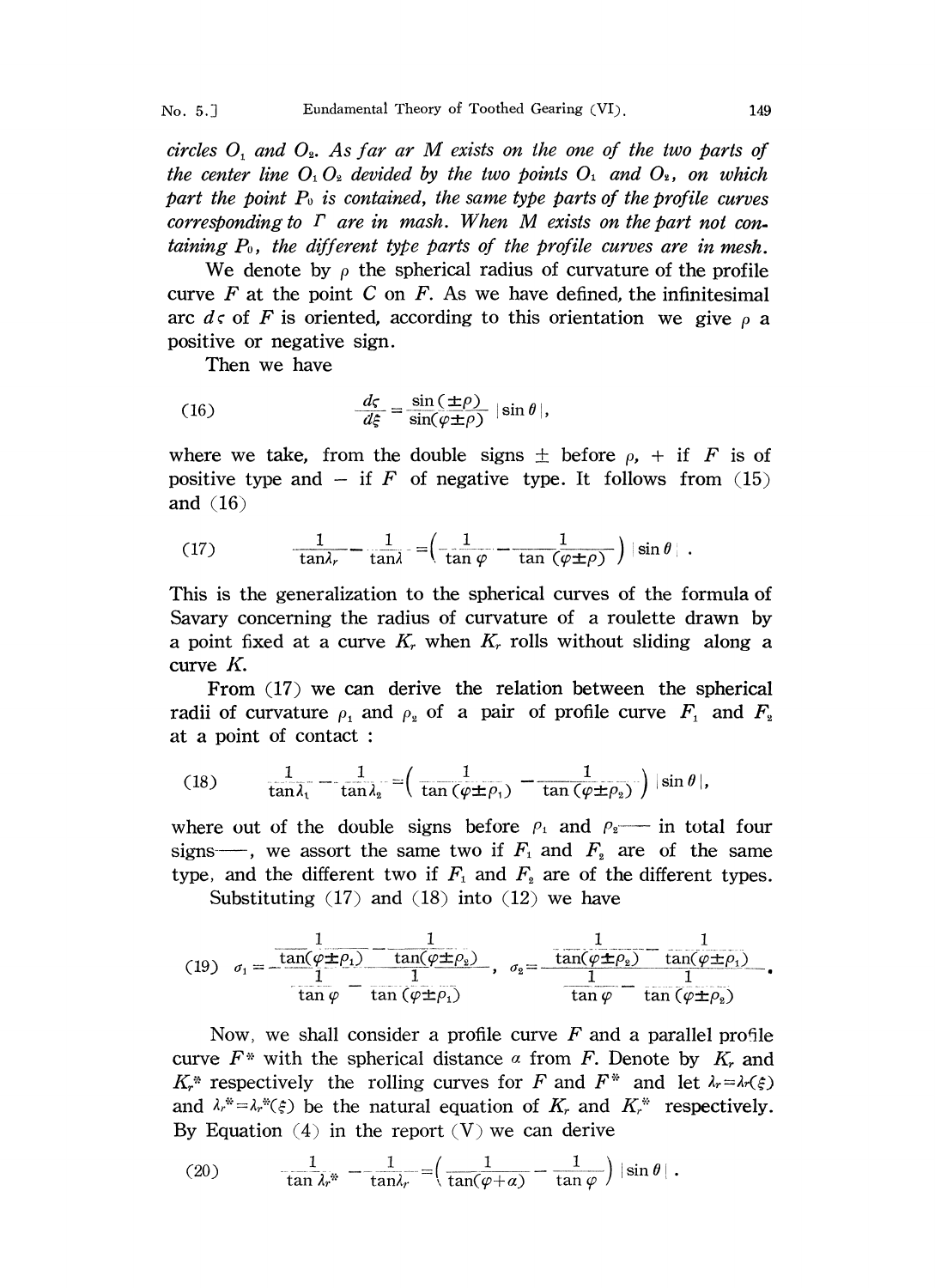*circles $O_1$ and $O_2$. As far ar $M$ exists on the one of the two parts of the center line $O_1O_2$ devided by the two points $O_1$ and $O_2$, on which part the point $P_0$ is contained, the same type parts of the profile curves corresponding to $\Gamma$ are in mash. When $M$ exists on the part not containing $P_0$, the different type parts of the profile curves are in mesh.*

We denote by $\rho$ the spherical radius of curvature of the profile curve $F$ at the point $C$ on $F$. As we have defined, the infinitesimal arc $d\varsigma$ of $F$ is oriented, according to this orientation we give $\rho$ a positive or negative sign.

Then we have

$$
(16) \qquad \frac{d\varsigma}{d\xi} = \frac{\sin(\pm\rho)}{\sin(\varphi\pm\rho)} |\sin\theta|,
$$

where we take, from the double signs $\pm$ before $\rho$, $+$ if $F$ is of positive type and $-$ if $F$ of negative type. It follows from (15) and (16)

$$
(17) \qquad \frac{1}{\tan\lambda_r} - \frac{1}{\tan\lambda} = \left(\frac{1}{\tan\varphi} - \frac{1}{\tan(\varphi\pm\rho)}\right) |\sin\theta| .
$$

This is the generalization to the spherical curves of the formula of Savary concerning the radius of curvature of a roulette drawn by a point fixed at a curve $K_r$ when $K_r$ rolls without sliding along a curve $K$.

From (17) we can derive the relation between the spherical radii of curvature $\rho_1$ and $\rho_2$ of a pair of profile curve $F_1$ and $F_2$ at a point of contact :

$$
(18) \qquad \frac{1}{\tan\lambda_1} - \frac{1}{\tan\lambda_2} = \left(\frac{1}{\tan(\varphi\pm\rho_1)} - \frac{1}{\tan(\varphi\pm\rho_2)}\right) |\sin\theta|,
$$

where out of the double signs before $\rho_1$ and $\rho_2$ — in total four signs —, we assort the same two if $F_1$ and $F_2$ are of the same type, and the different two if $F_1$ and $F_2$ are of the different types.

Substituting (17) and (18) into (12) we have

$$
(19) \quad \sigma_1 = -\frac{\dfrac{1}{\tan(\varphi\pm\rho_1)} - \dfrac{1}{\tan(\varphi\pm\rho_2)}}{\dfrac{1}{\tan\varphi} - \dfrac{1}{\tan(\varphi\pm\rho_1)}}, \quad \sigma_2 = \frac{\dfrac{1}{\tan(\varphi\pm\rho_2)} - \dfrac{1}{\tan(\varphi\pm\rho_1)}}{\dfrac{1}{\tan\varphi} - \dfrac{1}{\tan(\varphi\pm\rho_2)}}.
$$

Now, we shall consider a profile curve $F$ and a parallel profile curve $F^*$ with the spherical distance $\alpha$ from $F$. Denote by $K_r$ and $K_r^*$ respectively the rolling curves for $F$ and $F^*$ and let $\lambda_r = \lambda_r(\xi)$ and $\lambda_r^* = \lambda_r^*(\xi)$ be the natural equation of $K_r$ and $K_r^*$ respectively. By Equation (4) in the report (V) we can derive

$$
(20) \qquad \frac{1}{\tan\lambda_r^*} - \frac{1}{\tan\lambda_r} = \left(\frac{1}{\tan(\varphi+\alpha)} - \frac{1}{\tan\varphi}\right) |\sin\theta| .
$$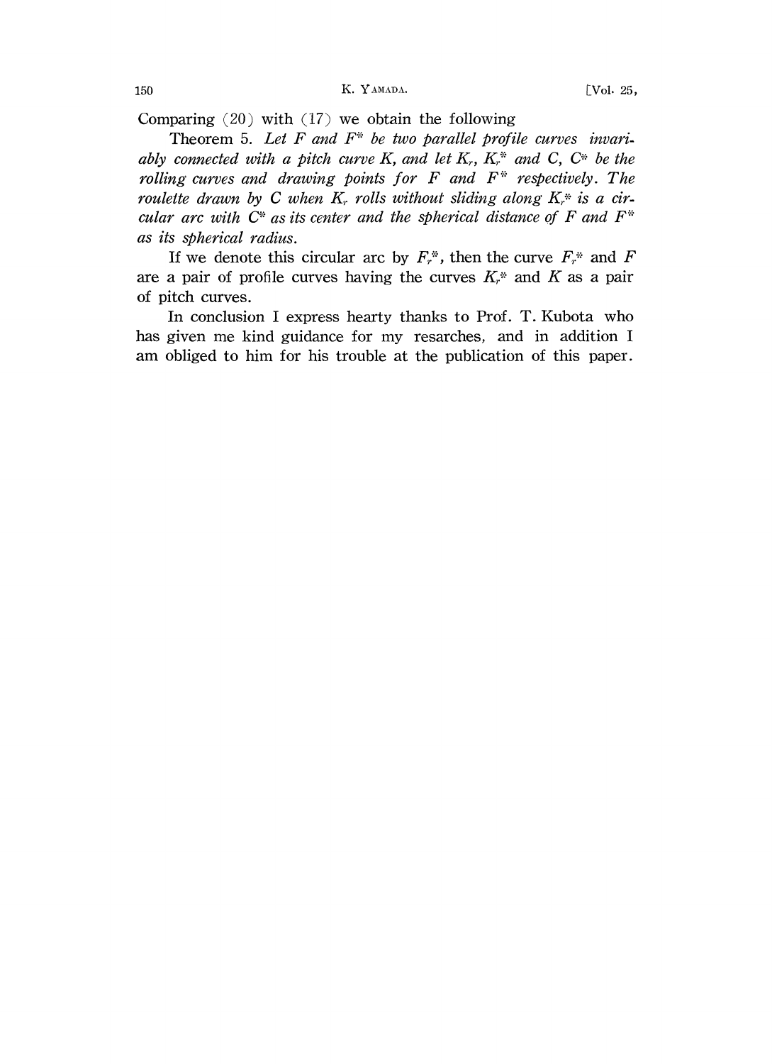Comparing (20) with (17) we obtain the following

Theorem 5. *Let $F$ and $F^*$ be two parallel profile curves invariably connected with a pitch curve $K$, and let $K_r$, $K_r^*$ and $C$, $C^*$ be the rolling curves and drawing points for $F$ and $F^*$ respectively. The roulette drawn by $C$ when $K_r$ rolls without sliding along $K_r^*$ is a circular arc with $C^*$ as its center and the spherical distance of $F$ and $F^*$ as its spherical radius.*

If we denote this circular arc by $F_r^*$, then the curve $F_r^*$ and $F$ are a pair of profile curves having the curves $K_r^*$ and $K$ as a pair of pitch curves.

In conclusion I express hearty thanks to Prof. T. Kubota who has given me kind guidance for my resarches, and in addition I am obliged to him for his trouble at the publication of this paper.